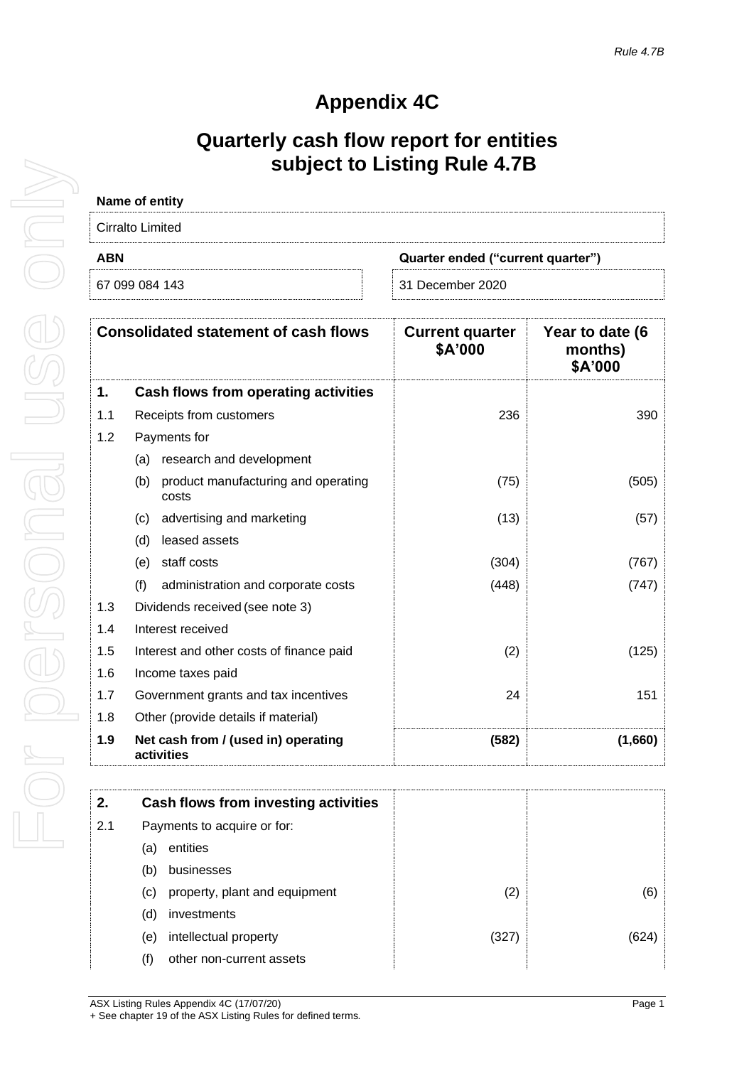*Rule 4.7B*

# Appendix 4C

## Quarterly cash flow report for entities subject to Listing Rule 4.7B

**Name of entity**

Cirralto Limited

| ABN | Quarter ended ("current quarter") |
|---|---|
| 67 099 084 143 | 31 December 2020 |

| | Consolidated statement of cash flows | Current quarter $A'000 | Year to date (6 months) $A'000 |
|---|---|---|---|
| **1.** | **Cash flows from operating activities** | | |
| 1.1 | Receipts from customers | 236 | 390 |
| 1.2 | Payments for | | |
| | (a) research and development | | |
| | (b) product manufacturing and operating costs | (75) | (505) |
| | (c) advertising and marketing | (13) | (57) |
| | (d) leased assets | | |
| | (e) staff costs | (304) | (767) |
| | (f) administration and corporate costs | (448) | (747) |
| 1.3 | Dividends received (see note 3) | | |
| 1.4 | Interest received | | |
| 1.5 | Interest and other costs of finance paid | (2) | (125) |
| 1.6 | Income taxes paid | | |
| 1.7 | Government grants and tax incentives | 24 | 151 |
| 1.8 | Other (provide details if material) | | |
| **1.9** | **Net cash from / (used in) operating activities** | **(582)** | **(1,660)** |

| | | | |
|---|---|---|---|
| **2.** | **Cash flows from investing activities** | | |
| 2.1 | Payments to acquire or for: | | |
| | (a) entities | | |
| | (b) businesses | | |
| | (c) property, plant and equipment | (2) | (6) |
| | (d) investments | | |
| | (e) intellectual property | (327) | (624) |
| | (f) other non-current assets | | |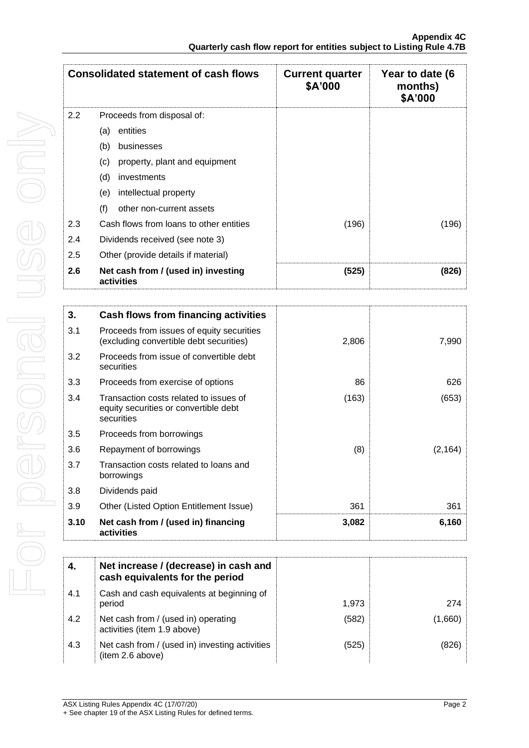| Consolidated statement of cash flows | | Current quarter $A'000 | Year to date (6 months) $A'000 |
|---|---|---|---|
| 2.2 | Proceeds from disposal of: | | |
| | (a) entities | | |
| | (b) businesses | | |
| | (c) property, plant and equipment | | |
| | (d) investments | | |
| | (e) intellectual property | | |
| | (f) other non-current assets | | |
| 2.3 | Cash flows from loans to other entities | (196) | (196) |
| 2.4 | Dividends received (see note 3) | | |
| 2.5 | Other (provide details if material) | | |
| **2.6** | **Net cash from / (used in) investing activities** | **(525)** | **(826)** |

| **3.** | **Cash flows from financing activities** | | |
|---|---|---|---|
| 3.1 | Proceeds from issues of equity securities (excluding convertible debt securities) | 2,806 | 7,990 |
| 3.2 | Proceeds from issue of convertible debt securities | | |
| 3.3 | Proceeds from exercise of options | 86 | 626 |
| 3.4 | Transaction costs related to issues of equity securities or convertible debt securities | (163) | (653) |
| 3.5 | Proceeds from borrowings | | |
| 3.6 | Repayment of borrowings | (8) | (2,164) |
| 3.7 | Transaction costs related to loans and borrowings | | |
| 3.8 | Dividends paid | | |
| 3.9 | Other (Listed Option Entitlement Issue) | 361 | 361 |
| **3.10** | **Net cash from / (used in) financing activities** | **3,082** | **6,160** |

| **4.** | **Net increase / (decrease) in cash and cash equivalents for the period** | | |
|---|---|---|---|
| 4.1 | Cash and cash equivalents at beginning of period | 1,973 | 274 |
| 4.2 | Net cash from / (used in) operating activities (item 1.9 above) | (582) | (1,660) |
| 4.3 | Net cash from / (used in) investing activities (item 2.6 above) | (525) | (826) |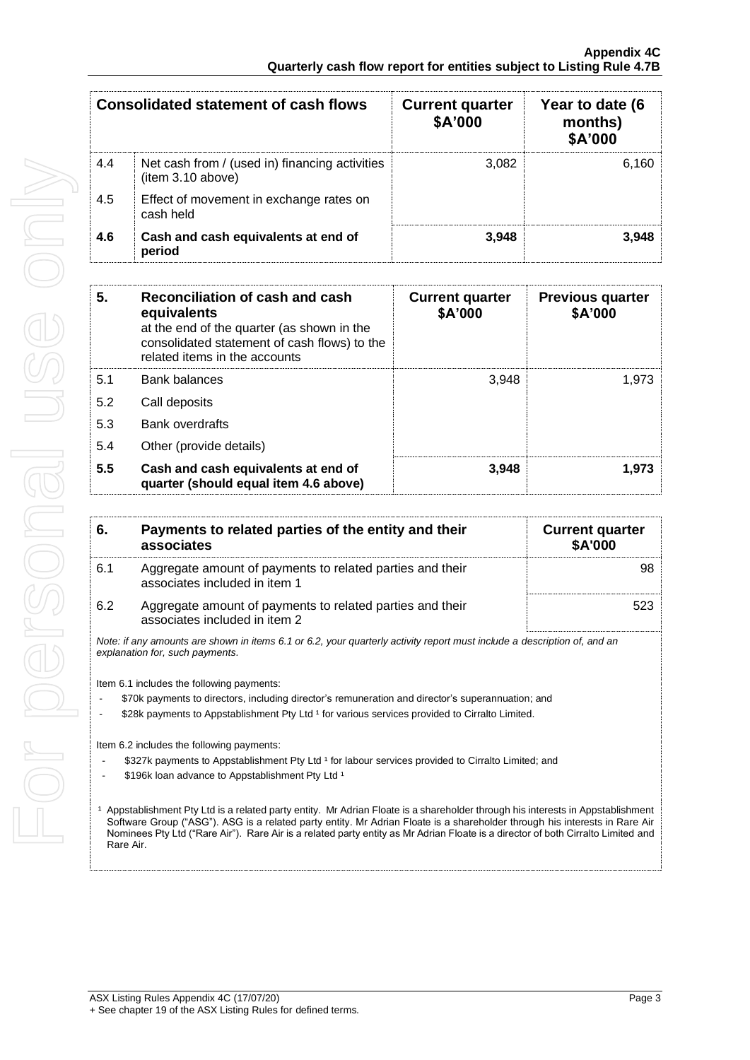| Consolidated statement of cash flows | | Current quarter $A'000 | Year to date (6 months) $A'000 |
|---|---|---|---|
| 4.4 | Net cash from / (used in) financing activities (item 3.10 above) | 3,082 | 6,160 |
| 4.5 | Effect of movement in exchange rates on cash held | | |
| **4.6** | **Cash and cash equivalents at end of period** | **3,948** | **3,948** |

| 5. | Reconciliation of cash and cash equivalents at the end of the quarter (as shown in the consolidated statement of cash flows) to the related items in the accounts | Current quarter $A'000 | Previous quarter $A'000 |
|---|---|---|---|
| 5.1 | Bank balances | 3,948 | 1,973 |
| 5.2 | Call deposits | | |
| 5.3 | Bank overdrafts | | |
| 5.4 | Other (provide details) | | |
| **5.5** | **Cash and cash equivalents at end of quarter (should equal item 4.6 above)** | **3,948** | **1,973** |

| 6. | Payments to related parties of the entity and their associates | Current quarter $A'000 |
|---|---|---|
| 6.1 | Aggregate amount of payments to related parties and their associates included in item 1 | 98 |
| 6.2 | Aggregate amount of payments to related parties and their associates included in item 2 | 523 |

*Note: if any amounts are shown in items 6.1 or 6.2, your quarterly activity report must include a description of, and an explanation for, such payments.*

Item 6.1 includes the following payments:

- $70k payments to directors, including director's remuneration and director's superannuation; and
- $28k payments to Appstablishment Pty Ltd [1] for various services provided to Cirralto Limited.

Item 6.2 includes the following payments:

- $327k payments to Appstablishment Pty Ltd [1] for labour services provided to Cirralto Limited; and
- $196k loan advance to Appstablishment Pty Ltd [1]

[1] Appstablishment Pty Ltd is a related party entity. Mr Adrian Floate is a shareholder through his interests in Appstablishment Software Group ("ASG"). ASG is a related party entity. Mr Adrian Floate is a shareholder through his interests in Rare Air Nominees Pty Ltd ("Rare Air"). Rare Air is a related party entity as Mr Adrian Floate is a director of both Cirralto Limited and Rare Air.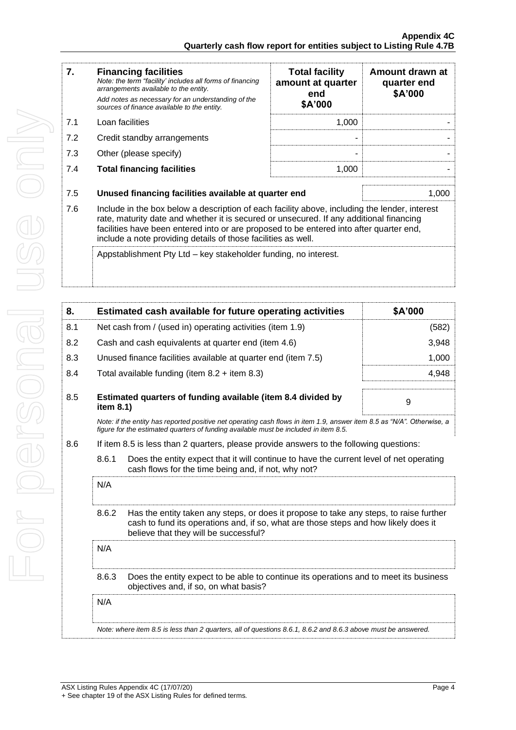| 7. | **Financing facilities** *Note: the term "facility' includes all forms of financing arrangements available to the entity.* *Add notes as necessary for an understanding of the sources of finance available to the entity.* | **Total facility amount at quarter end $A'000** | **Amount drawn at quarter end $A'000** |
|---|---|---|---|
| 7.1 | Loan facilities | 1,000 | - |
| 7.2 | Credit standby arrangements | - | - |
| 7.3 | Other (please specify) | - | - |
| 7.4 | **Total financing facilities** | 1,000 | - |

| | | |
|---|---|---|
| 7.5 | **Unused financing facilities available at quarter end** | 1,000 |

7.6 Include in the box below a description of each facility above, including the lender, interest rate, maturity date and whether it is secured or unsecured. If any additional financing facilities have been entered into or are proposed to be entered into after quarter end, include a note providing details of those facilities as well.

Appstablishment Pty Ltd – key stakeholder funding, no interest.

| 8. | **Estimated cash available for future operating activities** | **$A'000** |
|---|---|---|
| 8.1 | Net cash from / (used in) operating activities (item 1.9) | (582) |
| 8.2 | Cash and cash equivalents at quarter end (item 4.6) | 3,948 |
| 8.3 | Unused finance facilities available at quarter end (item 7.5) | 1,000 |
| 8.4 | Total available funding (item 8.2 + item 8.3) | 4,948 |
| 8.5 | **Estimated quarters of funding available (item 8.4 divided by item 8.1)** | 9 |

*Note: if the entity has reported positive net operating cash flows in item 1.9, answer item 8.5 as "N/A". Otherwise, a figure for the estimated quarters of funding available must be included in item 8.5.*

8.6 If item 8.5 is less than 2 quarters, please provide answers to the following questions:

8.6.1 Does the entity expect that it will continue to have the current level of net operating cash flows for the time being and, if not, why not?

N/A

8.6.2 Has the entity taken any steps, or does it propose to take any steps, to raise further cash to fund its operations and, if so, what are those steps and how likely does it believe that they will be successful?

N/A

8.6.3 Does the entity expect to be able to continue its operations and to meet its business objectives and, if so, on what basis?

N/A

*Note: where item 8.5 is less than 2 quarters, all of questions 8.6.1, 8.6.2 and 8.6.3 above must be answered.*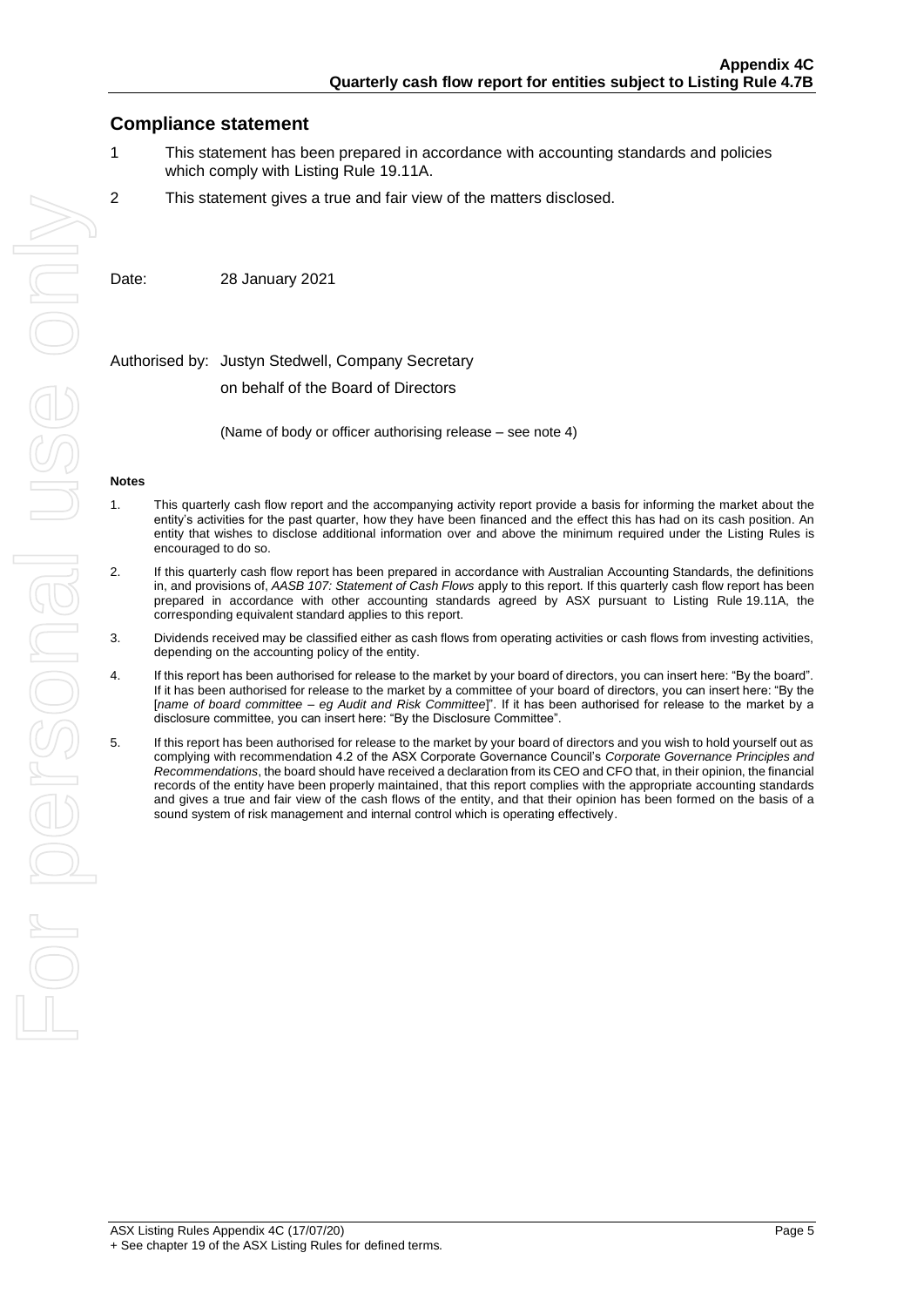## Compliance statement

1 This statement has been prepared in accordance with accounting standards and policies which comply with Listing Rule 19.11A.

2 This statement gives a true and fair view of the matters disclosed.

Date: 28 January 2021

Authorised by: Justyn Stedwell, Company Secretary
on behalf of the Board of Directors

(Name of body or officer authorising release – see note 4)

**Notes**

1. This quarterly cash flow report and the accompanying activity report provide a basis for informing the market about the entity's activities for the past quarter, how they have been financed and the effect this has had on its cash position. An entity that wishes to disclose additional information over and above the minimum required under the Listing Rules is encouraged to do so.

2. If this quarterly cash flow report has been prepared in accordance with Australian Accounting Standards, the definitions in, and provisions of, *AASB 107: Statement of Cash Flows* apply to this report. If this quarterly cash flow report has been prepared in accordance with other accounting standards agreed by ASX pursuant to Listing Rule 19.11A, the corresponding equivalent standard applies to this report.

3. Dividends received may be classified either as cash flows from operating activities or cash flows from investing activities, depending on the accounting policy of the entity.

4. If this report has been authorised for release to the market by your board of directors, you can insert here: "By the board". If it has been authorised for release to the market by a committee of your board of directors, you can insert here: "By the [*name of board committee – eg Audit and Risk Committee*]". If it has been authorised for release to the market by a disclosure committee, you can insert here: "By the Disclosure Committee".

5. If this report has been authorised for release to the market by your board of directors and you wish to hold yourself out as complying with recommendation 4.2 of the ASX Corporate Governance Council's *Corporate Governance Principles and Recommendations*, the board should have received a declaration from its CEO and CFO that, in their opinion, the financial records of the entity have been properly maintained, that this report complies with the appropriate accounting standards and gives a true and fair view of the cash flows of the entity, and that their opinion has been formed on the basis of a sound system of risk management and internal control which is operating effectively.